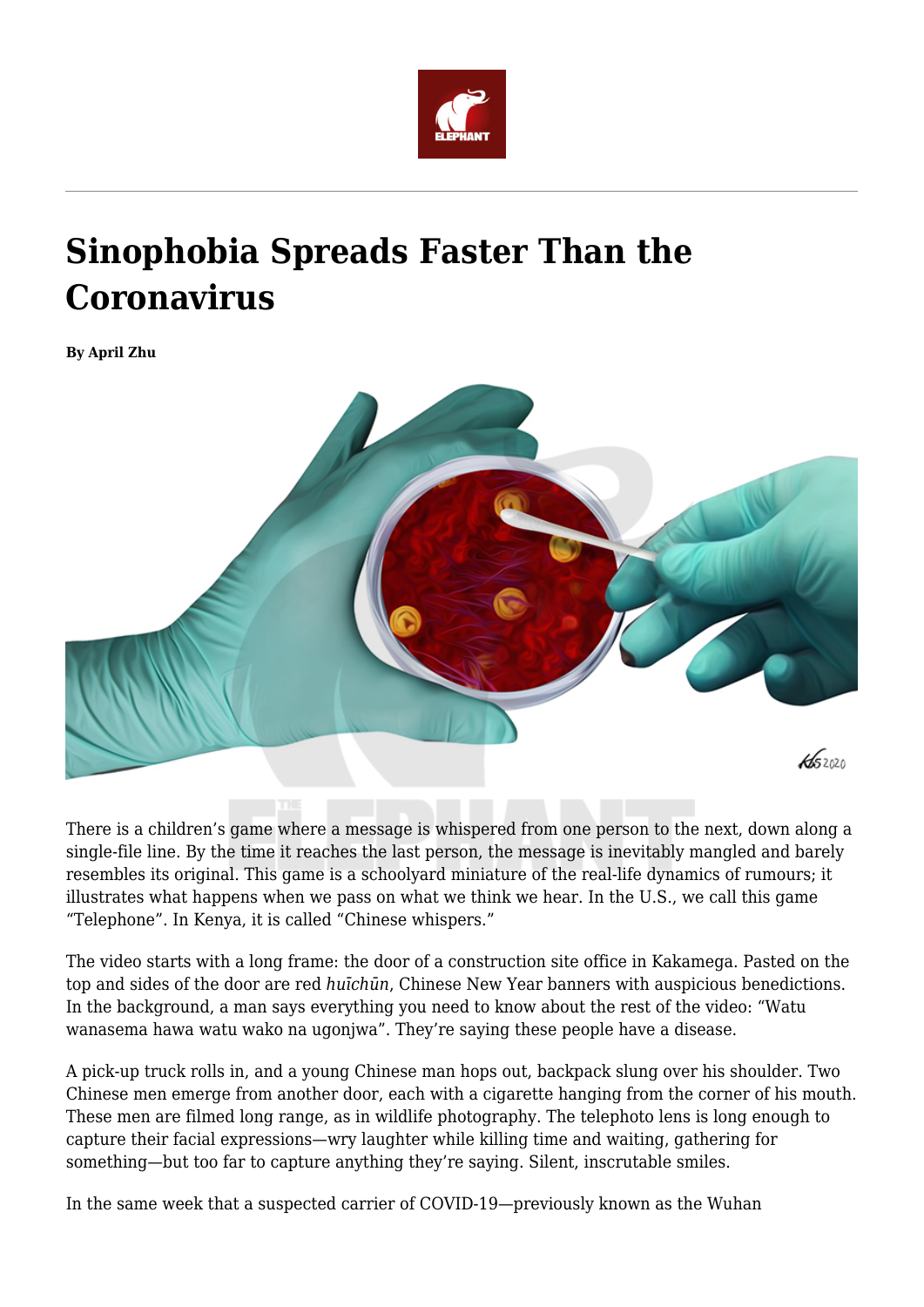# Sinophobia Spreads Faster Than the Coronavirus

**By April Zhu**

There is a children's game where a message is whispered from one person to the next, down along a single-file line. By the time it reaches the last person, the message is inevitably mangled and barely resembles its original. This game is a schoolyard miniature of the real-life dynamics of rumours; it illustrates what happens when we pass on what we think we hear. In the U.S., we call this game "Telephone". In Kenya, it is called "Chinese whispers."

The video starts with a long frame: the door of a construction site office in Kakamega. Pasted on the top and sides of the door are red *huīchūn*, Chinese New Year banners with auspicious benedictions. In the background, a man says everything you need to know about the rest of the video: "Watu wanasema hawa watu wako na ugonjwa". They're saying these people have a disease.

A pick-up truck rolls in, and a young Chinese man hops out, backpack slung over his shoulder. Two Chinese men emerge from another door, each with a cigarette hanging from the corner of his mouth. These men are filmed long range, as in wildlife photography. The telephoto lens is long enough to capture their facial expressions—wry laughter while killing time and waiting, gathering for something—but too far to capture anything they're saying. Silent, inscrutable smiles.

In the same week that a suspected carrier of COVID-19—previously known as the Wuhan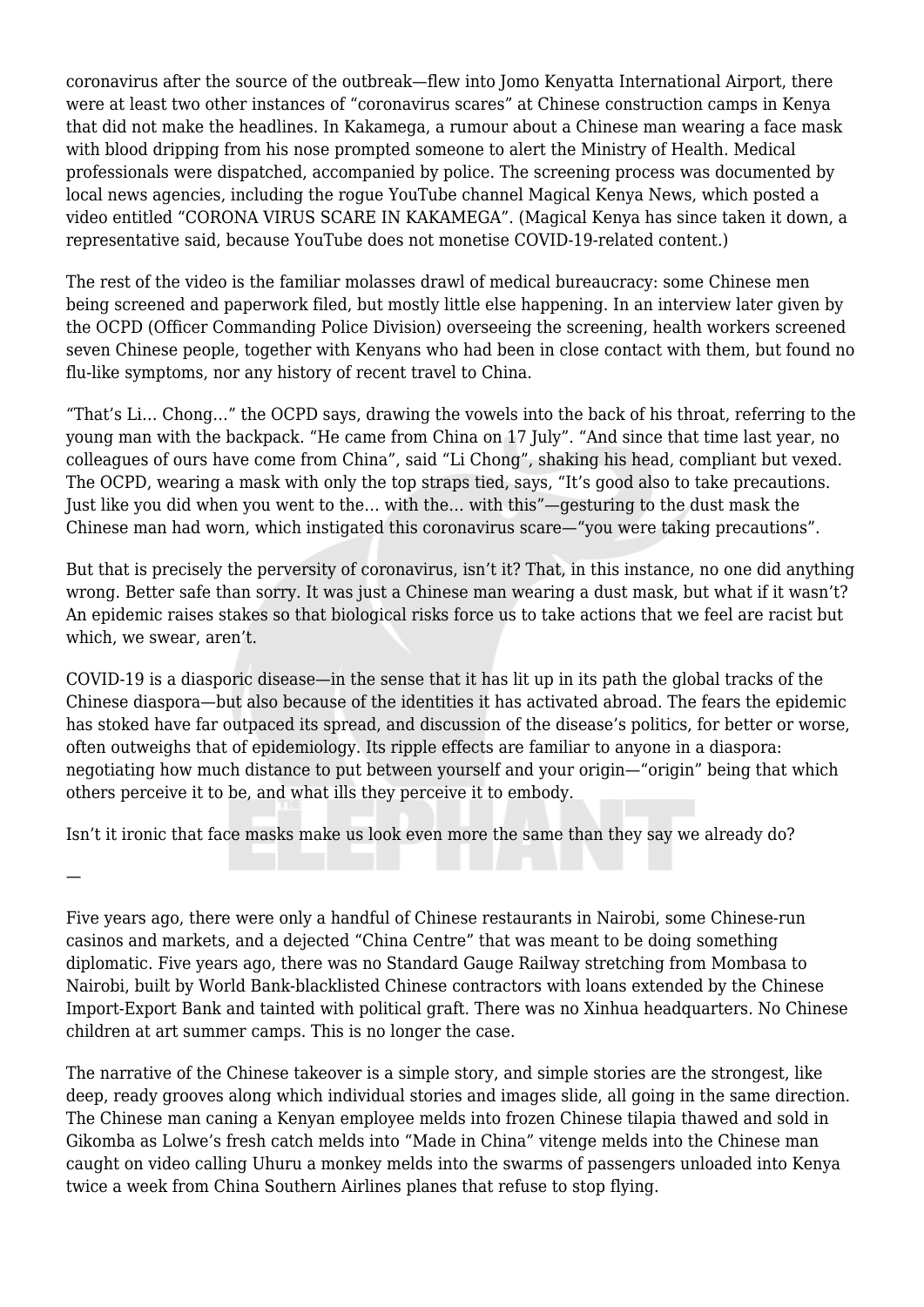coronavirus after the source of the outbreak—flew into Jomo Kenyatta International Airport, there were at least two other instances of "coronavirus scares" at Chinese construction camps in Kenya that did not make the headlines. In Kakamega, a rumour about a Chinese man wearing a face mask with blood dripping from his nose prompted someone to alert the Ministry of Health. Medical professionals were dispatched, accompanied by police. The screening process was documented by local news agencies, including the rogue YouTube channel Magical Kenya News, which posted a video entitled "CORONA VIRUS SCARE IN KAKAMEGA". (Magical Kenya has since taken it down, a representative said, because YouTube does not monetise COVID-19-related content.)

The rest of the video is the familiar molasses drawl of medical bureaucracy: some Chinese men being screened and paperwork filed, but mostly little else happening. In an interview later given by the OCPD (Officer Commanding Police Division) overseeing the screening, health workers screened seven Chinese people, together with Kenyans who had been in close contact with them, but found no flu-like symptoms, nor any history of recent travel to China.

"That's Li… Chong…" the OCPD says, drawing the vowels into the back of his throat, referring to the young man with the backpack. "He came from China on 17 July". "And since that time last year, no colleagues of ours have come from China", said "Li Chong", shaking his head, compliant but vexed. The OCPD, wearing a mask with only the top straps tied, says, "It's good also to take precautions. Just like you did when you went to the… with the… with this"—gesturing to the dust mask the Chinese man had worn, which instigated this coronavirus scare—"you were taking precautions".

But that is precisely the perversity of coronavirus, isn't it? That, in this instance, no one did anything wrong. Better safe than sorry. It was just a Chinese man wearing a dust mask, but what if it wasn't? An epidemic raises stakes so that biological risks force us to take actions that we feel are racist but which, we swear, aren't.

COVID-19 is a diasporic disease—in the sense that it has lit up in its path the global tracks of the Chinese diaspora—but also because of the identities it has activated abroad. The fears the epidemic has stoked have far outpaced its spread, and discussion of the disease's politics, for better or worse, often outweighs that of epidemiology. Its ripple effects are familiar to anyone in a diaspora: negotiating how much distance to put between yourself and your origin—"origin" being that which others perceive it to be, and what ills they perceive it to embody.

Isn't it ironic that face masks make us look even more the same than they say we already do?

—

Five years ago, there were only a handful of Chinese restaurants in Nairobi, some Chinese-run casinos and markets, and a dejected "China Centre" that was meant to be doing something diplomatic. Five years ago, there was no Standard Gauge Railway stretching from Mombasa to Nairobi, built by World Bank-blacklisted Chinese contractors with loans extended by the Chinese Import-Export Bank and tainted with political graft. There was no Xinhua headquarters. No Chinese children at art summer camps. This is no longer the case.

The narrative of the Chinese takeover is a simple story, and simple stories are the strongest, like deep, ready grooves along which individual stories and images slide, all going in the same direction. The Chinese man caning a Kenyan employee melds into frozen Chinese tilapia thawed and sold in Gikomba as Lolwe's fresh catch melds into "Made in China" vitenge melds into the Chinese man caught on video calling Uhuru a monkey melds into the swarms of passengers unloaded into Kenya twice a week from China Southern Airlines planes that refuse to stop flying.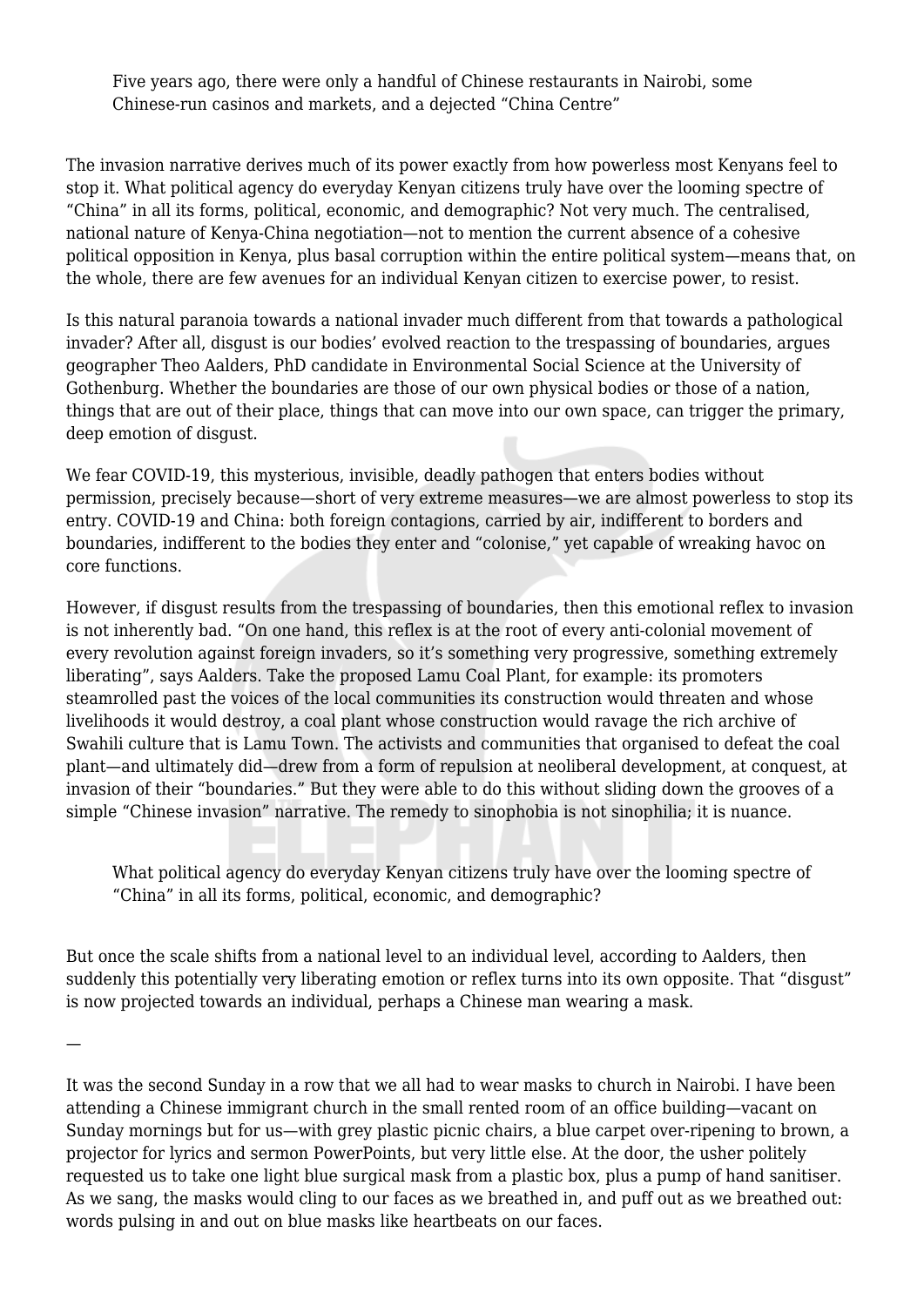> Five years ago, there were only a handful of Chinese restaurants in Nairobi, some Chinese-run casinos and markets, and a dejected "China Centre"

The invasion narrative derives much of its power exactly from how powerless most Kenyans feel to stop it. What political agency do everyday Kenyan citizens truly have over the looming spectre of "China" in all its forms, political, economic, and demographic? Not very much. The centralised, national nature of Kenya-China negotiation—not to mention the current absence of a cohesive political opposition in Kenya, plus basal corruption within the entire political system—means that, on the whole, there are few avenues for an individual Kenyan citizen to exercise power, to resist.

Is this natural paranoia towards a national invader much different from that towards a pathological invader? After all, disgust is our bodies' evolved reaction to the trespassing of boundaries, argues geographer Theo Aalders, PhD candidate in Environmental Social Science at the University of Gothenburg. Whether the boundaries are those of our own physical bodies or those of a nation, things that are out of their place, things that can move into our own space, can trigger the primary, deep emotion of disgust.

We fear COVID-19, this mysterious, invisible, deadly pathogen that enters bodies without permission, precisely because—short of very extreme measures—we are almost powerless to stop its entry. COVID-19 and China: both foreign contagions, carried by air, indifferent to borders and boundaries, indifferent to the bodies they enter and "colonise," yet capable of wreaking havoc on core functions.

However, if disgust results from the trespassing of boundaries, then this emotional reflex to invasion is not inherently bad. "On one hand, this reflex is at the root of every anti-colonial movement of every revolution against foreign invaders, so it's something very progressive, something extremely liberating", says Aalders. Take the proposed Lamu Coal Plant, for example: its promoters steamrolled past the voices of the local communities its construction would threaten and whose livelihoods it would destroy, a coal plant whose construction would ravage the rich archive of Swahili culture that is Lamu Town. The activists and communities that organised to defeat the coal plant—and ultimately did—drew from a form of repulsion at neoliberal development, at conquest, at invasion of their "boundaries." But they were able to do this without sliding down the grooves of a simple "Chinese invasion" narrative. The remedy to sinophobia is not sinophilia; it is nuance.

> What political agency do everyday Kenyan citizens truly have over the looming spectre of "China" in all its forms, political, economic, and demographic?

But once the scale shifts from a national level to an individual level, according to Aalders, then suddenly this potentially very liberating emotion or reflex turns into its own opposite. That "disgust" is now projected towards an individual, perhaps a Chinese man wearing a mask.

—

It was the second Sunday in a row that we all had to wear masks to church in Nairobi. I have been attending a Chinese immigrant church in the small rented room of an office building—vacant on Sunday mornings but for us—with grey plastic picnic chairs, a blue carpet over-ripening to brown, a projector for lyrics and sermon PowerPoints, but very little else. At the door, the usher politely requested us to take one light blue surgical mask from a plastic box, plus a pump of hand sanitiser. As we sang, the masks would cling to our faces as we breathed in, and puff out as we breathed out: words pulsing in and out on blue masks like heartbeats on our faces.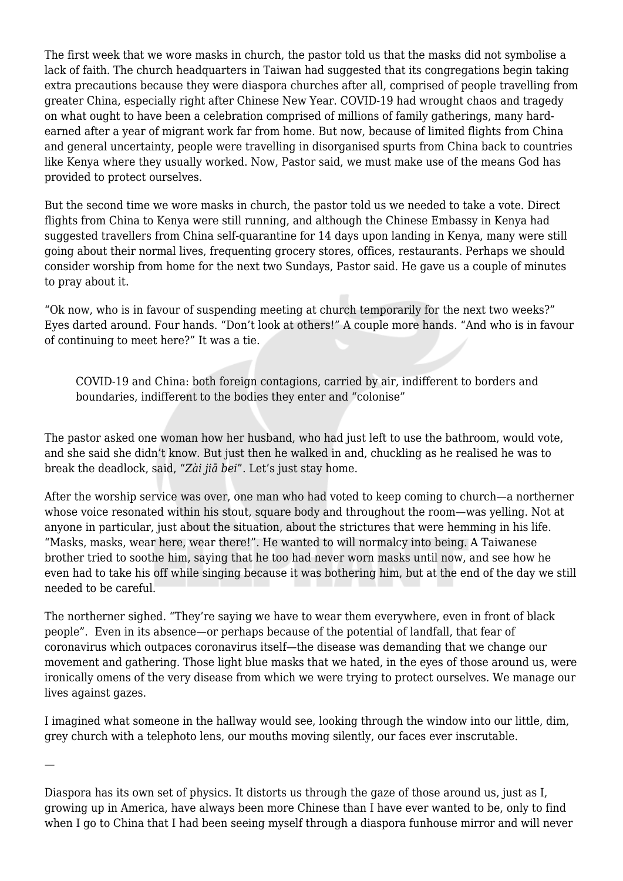The first week that we wore masks in church, the pastor told us that the masks did not symbolise a lack of faith. The church headquarters in Taiwan had suggested that its congregations begin taking extra precautions because they were diaspora churches after all, comprised of people travelling from greater China, especially right after Chinese New Year. COVID-19 had wrought chaos and tragedy on what ought to have been a celebration comprised of millions of family gatherings, many hard-earned after a year of migrant work far from home. But now, because of limited flights from China and general uncertainty, people were travelling in disorganised spurts from China back to countries like Kenya where they usually worked. Now, Pastor said, we must make use of the means God has provided to protect ourselves.

But the second time we wore masks in church, the pastor told us we needed to take a vote. Direct flights from China to Kenya were still running, and although the Chinese Embassy in Kenya had suggested travellers from China self-quarantine for 14 days upon landing in Kenya, many were still going about their normal lives, frequenting grocery stores, offices, restaurants. Perhaps we should consider worship from home for the next two Sundays, Pastor said. He gave us a couple of minutes to pray about it.

"Ok now, who is in favour of suspending meeting at church temporarily for the next two weeks?" Eyes darted around. Four hands. "Don't look at others!" A couple more hands. "And who is in favour of continuing to meet here?" It was a tie.

> COVID-19 and China: both foreign contagions, carried by air, indifferent to borders and boundaries, indifferent to the bodies they enter and "colonise"

The pastor asked one woman how her husband, who had just left to use the bathroom, would vote, and she said she didn't know. But just then he walked in and, chuckling as he realised he was to break the deadlock, said, "*Zài jiā bei*". Let's just stay home.

After the worship service was over, one man who had voted to keep coming to church—a northerner whose voice resonated within his stout, square body and throughout the room—was yelling. Not at anyone in particular, just about the situation, about the strictures that were hemming in his life. "Masks, masks, wear here, wear there!". He wanted to will normalcy into being. A Taiwanese brother tried to soothe him, saying that he too had never worn masks until now, and see how he even had to take his off while singing because it was bothering him, but at the end of the day we still needed to be careful.

The northerner sighed. "They're saying we have to wear them everywhere, even in front of black people". Even in its absence—or perhaps because of the potential of landfall, that fear of coronavirus which outpaces coronavirus itself—the disease was demanding that we change our movement and gathering. Those light blue masks that we hated, in the eyes of those around us, were ironically omens of the very disease from which we were trying to protect ourselves. We manage our lives against gazes.

I imagined what someone in the hallway would see, looking through the window into our little, dim, grey church with a telephoto lens, our mouths moving silently, our faces ever inscrutable.

—

Diaspora has its own set of physics. It distorts us through the gaze of those around us, just as I, growing up in America, have always been more Chinese than I have ever wanted to be, only to find when I go to China that I had been seeing myself through a diaspora funhouse mirror and will never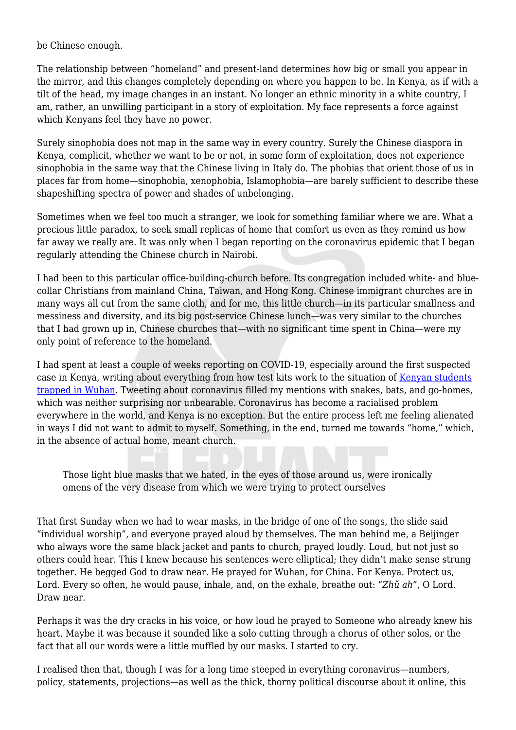be Chinese enough.

The relationship between "homeland" and present-land determines how big or small you appear in the mirror, and this changes completely depending on where you happen to be. In Kenya, as if with a tilt of the head, my image changes in an instant. No longer an ethnic minority in a white country, I am, rather, an unwilling participant in a story of exploitation. My face represents a force against which Kenyans feel they have no power.

Surely sinophobia does not map in the same way in every country. Surely the Chinese diaspora in Kenya, complicit, whether we want to be or not, in some form of exploitation, does not experience sinophobia in the same way that the Chinese living in Italy do. The phobias that orient those of us in places far from home—sinophobia, xenophobia, Islamophobia—are barely sufficient to describe these shapeshifting spectra of power and shades of unbelonging.

Sometimes when we feel too much a stranger, we look for something familiar where we are. What a precious little paradox, to seek small replicas of home that comfort us even as they remind us how far away we really are. It was only when I began reporting on the coronavirus epidemic that I began regularly attending the Chinese church in Nairobi.

I had been to this particular office-building-church before. Its congregation included white- and blue-collar Christians from mainland China, Taiwan, and Hong Kong. Chinese immigrant churches are in many ways all cut from the same cloth, and for me, this little church—in its particular smallness and messiness and diversity, and its big post-service Chinese lunch—was very similar to the churches that I had grown up in, Chinese churches that—with no significant time spent in China—were my only point of reference to the homeland.

I had spent at least a couple of weeks reporting on COVID-19, especially around the first suspected case in Kenya, writing about everything from how test kits work to the situation of Kenyan students trapped in Wuhan. Tweeting about coronavirus filled my mentions with snakes, bats, and go-homes, which was neither surprising nor unbearable. Coronavirus has become a racialised problem everywhere in the world, and Kenya is no exception. But the entire process left me feeling alienated in ways I did not want to admit to myself. Something, in the end, turned me towards "home," which, in the absence of actual home, meant church.

> Those light blue masks that we hated, in the eyes of those around us, were ironically omens of the very disease from which we were trying to protect ourselves

That first Sunday when we had to wear masks, in the bridge of one of the songs, the slide said "individual worship", and everyone prayed aloud by themselves. The man behind me, a Beijinger who always wore the same black jacket and pants to church, prayed loudly. Loud, but not just so others could hear. This I knew because his sentences were elliptical; they didn't make sense strung together. He begged God to draw near. He prayed for Wuhan, for China. For Kenya. Protect us, Lord. Every so often, he would pause, inhale, and, on the exhale, breathe out: "*Zhǔ ah*", O Lord. Draw near.

Perhaps it was the dry cracks in his voice, or how loud he prayed to Someone who already knew his heart. Maybe it was because it sounded like a solo cutting through a chorus of other solos, or the fact that all our words were a little muffled by our masks. I started to cry.

I realised then that, though I was for a long time steeped in everything coronavirus—numbers, policy, statements, projections—as well as the thick, thorny political discourse about it online, this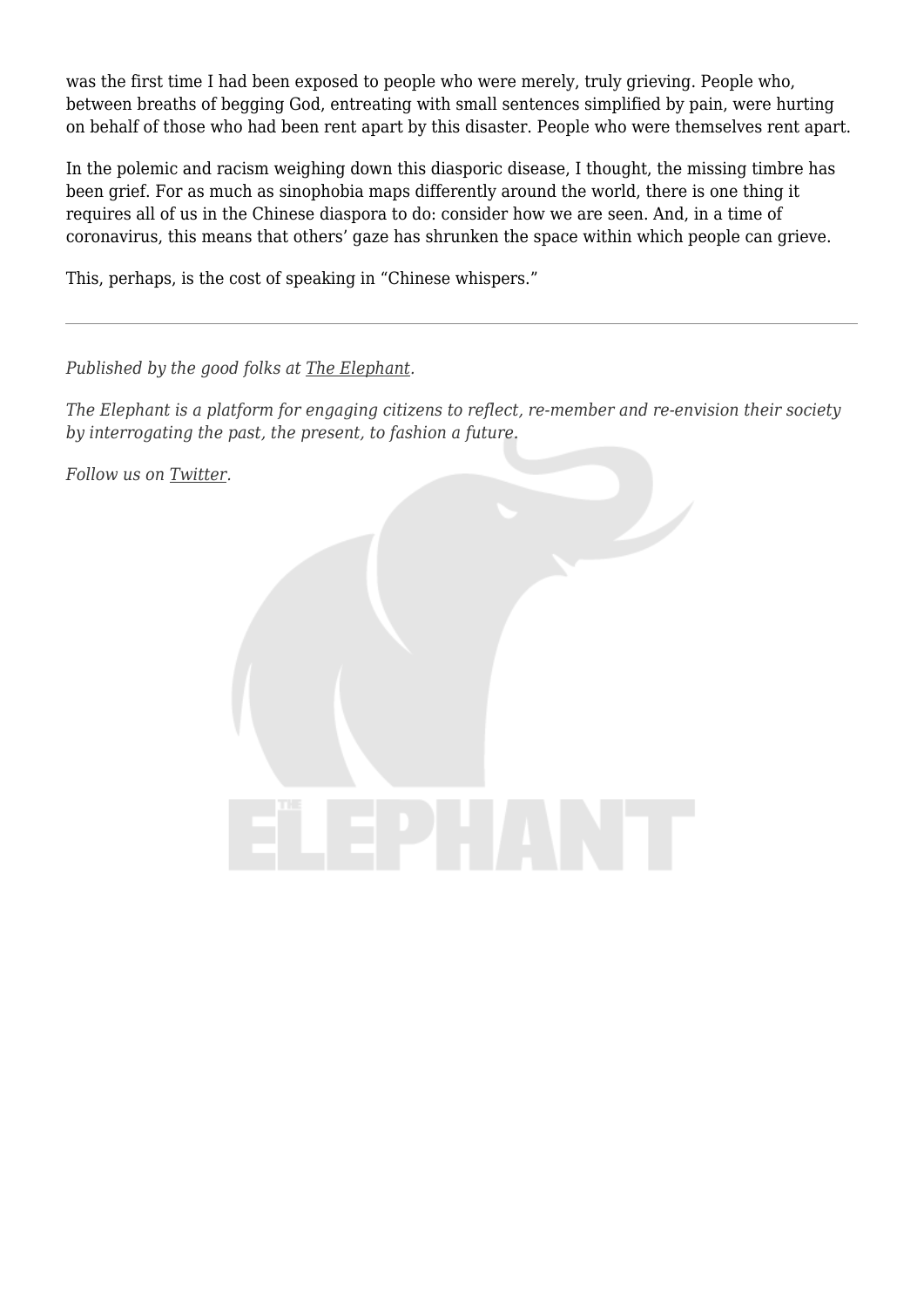was the first time I had been exposed to people who were merely, truly grieving. People who, between breaths of begging God, entreating with small sentences simplified by pain, were hurting on behalf of those who had been rent apart by this disaster. People who were themselves rent apart.

In the polemic and racism weighing down this diasporic disease, I thought, the missing timbre has been grief. For as much as sinophobia maps differently around the world, there is one thing it requires all of us in the Chinese diaspora to do: consider how we are seen. And, in a time of coronavirus, this means that others' gaze has shrunken the space within which people can grieve.

This, perhaps, is the cost of speaking in "Chinese whispers."

---

*Published by the good folks at The Elephant.*

*The Elephant is a platform for engaging citizens to reflect, re-member and re-envision their society by interrogating the past, the present, to fashion a future.*

*Follow us on Twitter.*